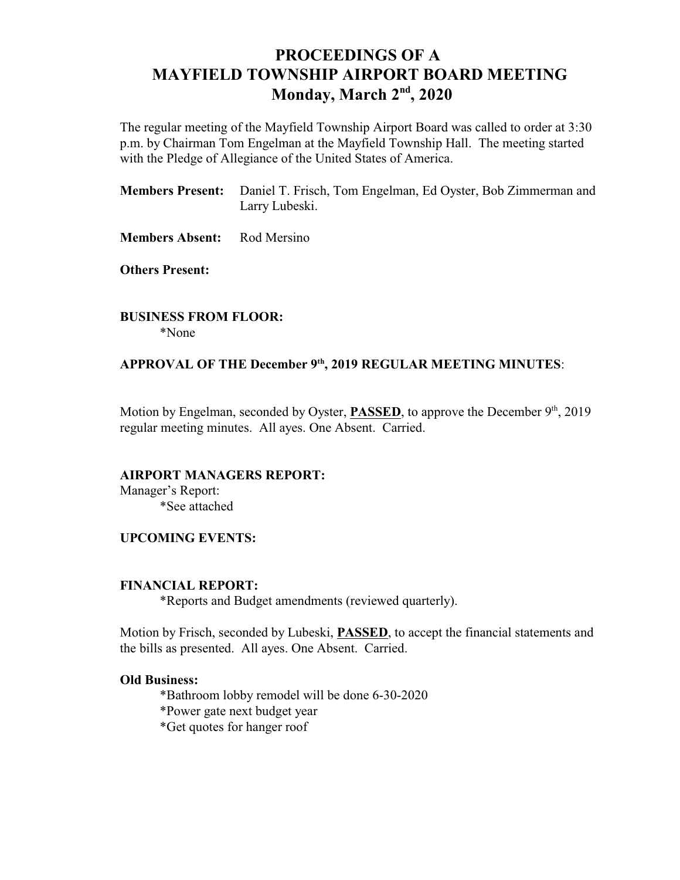# PROCEEDINGS OF A MAYFIELD TOWNSHIP AIRPORT BOARD MEETING
## Monday, March 2nd, 2020

The regular meeting of the Mayfield Township Airport Board was called to order at 3:30 p.m. by Chairman Tom Engelman at the Mayfield Township Hall. The meeting started with the Pledge of Allegiance of the United States of America.

**Members Present:** Daniel T. Frisch, Tom Engelman, Ed Oyster, Bob Zimmerman and Larry Lubeski.

**Members Absent:** Rod Mersino

**Others Present:**

**BUSINESS FROM FLOOR:**

*None

**APPROVAL OF THE December 9th, 2019 REGULAR MEETING MINUTES**:

Motion by Engelman, seconded by Oyster, **PASSED**, to approve the December 9th, 2019 regular meeting minutes. All ayes. One Absent. Carried.

**AIRPORT MANAGERS REPORT:**

Manager's Report:

*See attached

**UPCOMING EVENTS:**

**FINANCIAL REPORT:**

*Reports and Budget amendments (reviewed quarterly).

Motion by Frisch, seconded by Lubeski, **PASSED**, to accept the financial statements and the bills as presented. All ayes. One Absent. Carried.

**Old Business:**

*Bathroom lobby remodel will be done 6-30-2020

*Power gate next budget year

*Get quotes for hanger roof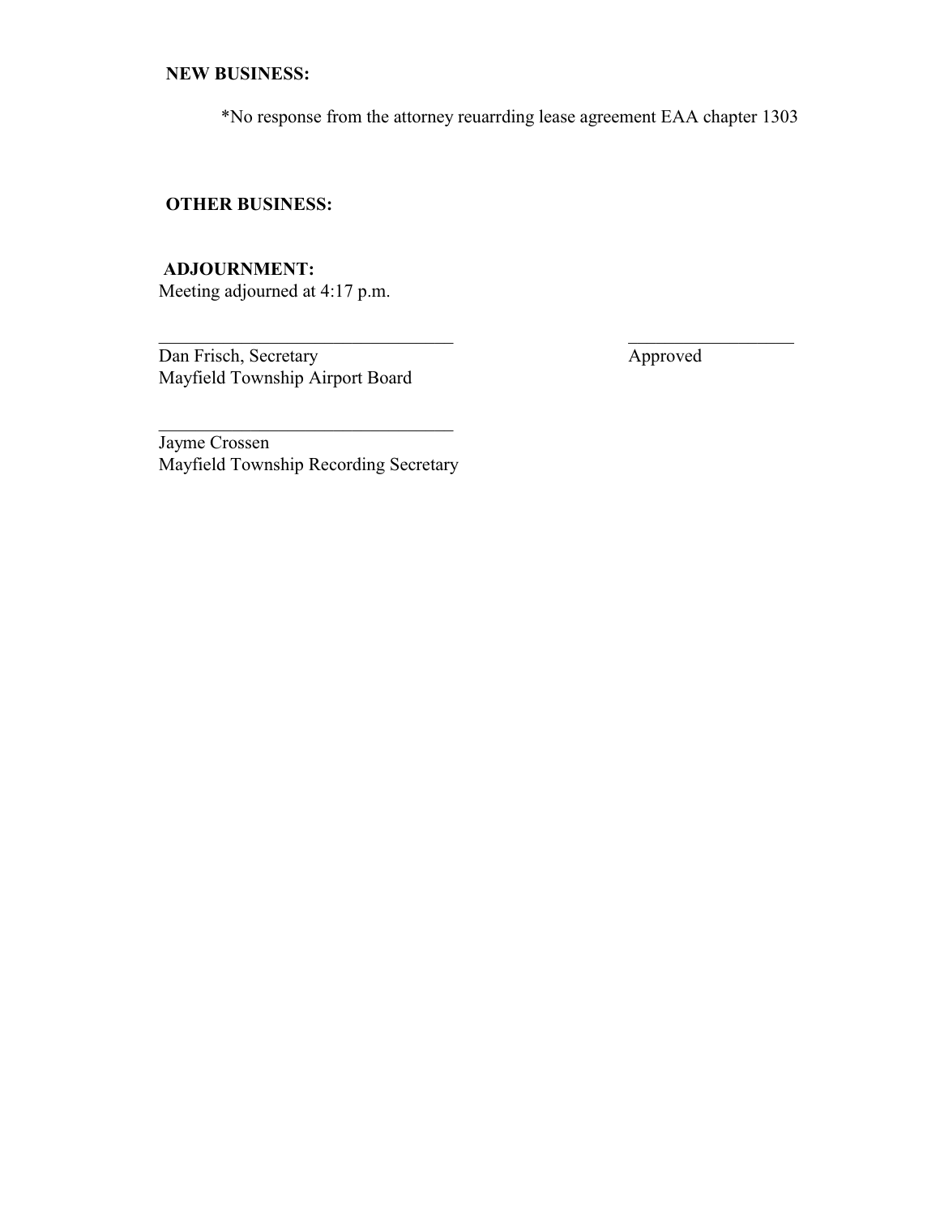**NEW BUSINESS:**

*No response from the attorney reuarrding lease agreement EAA chapter 1303

**OTHER BUSINESS:**

**ADJOURNMENT:**
Meeting adjourned at 4:17 p.m.

_________________________________ _________________
Dan Frisch, Secretary Approved
Mayfield Township Airport Board

_________________________________
Jayme Crossen
Mayfield Township Recording Secretary